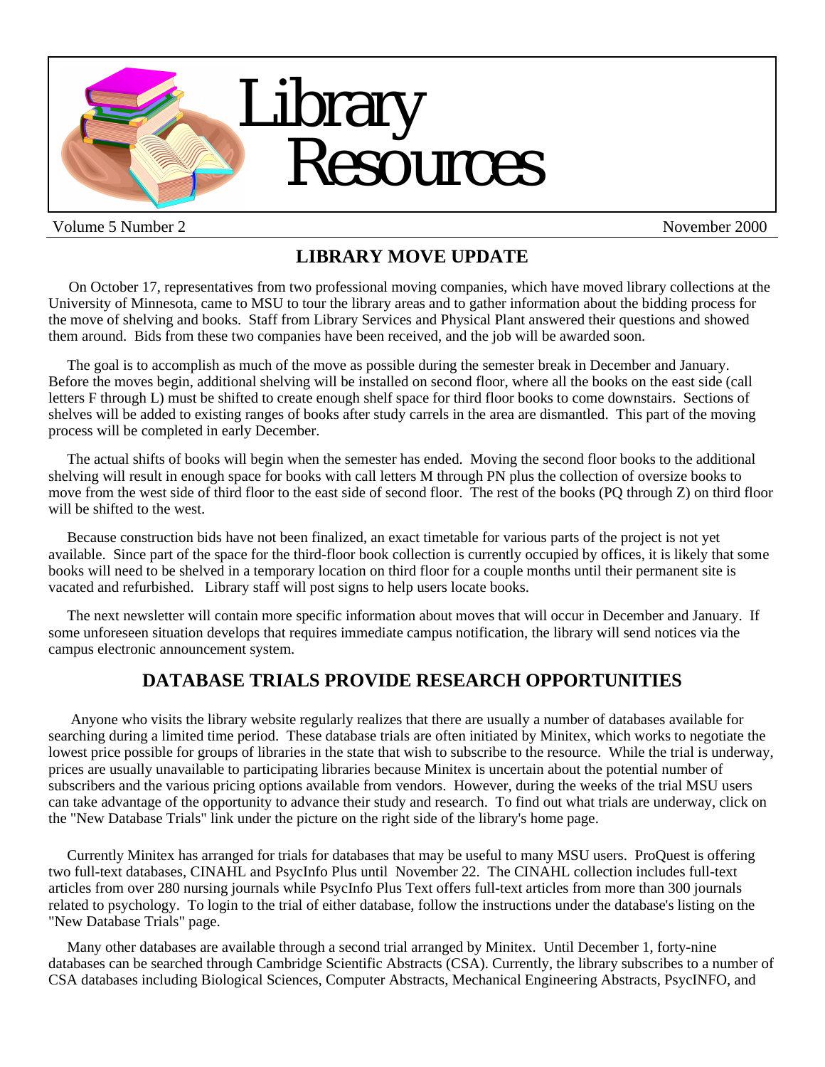# Library Resources

Volume 5 Number 2 November 2000

## LIBRARY MOVE UPDATE

On October 17, representatives from two professional moving companies, which have moved library collections at the University of Minnesota, came to MSU to tour the library areas and to gather information about the bidding process for the move of shelving and books. Staff from Library Services and Physical Plant answered their questions and showed them around. Bids from these two companies have been received, and the job will be awarded soon.

The goal is to accomplish as much of the move as possible during the semester break in December and January. Before the moves begin, additional shelving will be installed on second floor, where all the books on the east side (call letters F through L) must be shifted to create enough shelf space for third floor books to come downstairs. Sections of shelves will be added to existing ranges of books after study carrels in the area are dismantled. This part of the moving process will be completed in early December.

The actual shifts of books will begin when the semester has ended. Moving the second floor books to the additional shelving will result in enough space for books with call letters M through PN plus the collection of oversize books to move from the west side of third floor to the east side of second floor. The rest of the books (PQ through Z) on third floor will be shifted to the west.

Because construction bids have not been finalized, an exact timetable for various parts of the project is not yet available. Since part of the space for the third-floor book collection is currently occupied by offices, it is likely that some books will need to be shelved in a temporary location on third floor for a couple months until their permanent site is vacated and refurbished. Library staff will post signs to help users locate books.

The next newsletter will contain more specific information about moves that will occur in December and January. If some unforeseen situation develops that requires immediate campus notification, the library will send notices via the campus electronic announcement system.

## DATABASE TRIALS PROVIDE RESEARCH OPPORTUNITIES

Anyone who visits the library website regularly realizes that there are usually a number of databases available for searching during a limited time period. These database trials are often initiated by Minitex, which works to negotiate the lowest price possible for groups of libraries in the state that wish to subscribe to the resource. While the trial is underway, prices are usually unavailable to participating libraries because Minitex is uncertain about the potential number of subscribers and the various pricing options available from vendors. However, during the weeks of the trial MSU users can take advantage of the opportunity to advance their study and research. To find out what trials are underway, click on the "New Database Trials" link under the picture on the right side of the library's home page.

Currently Minitex has arranged for trials for databases that may be useful to many MSU users. ProQuest is offering two full-text databases, CINAHL and PsycInfo Plus until November 22. The CINAHL collection includes full-text articles from over 280 nursing journals while PsycInfo Plus Text offers full-text articles from more than 300 journals related to psychology. To login to the trial of either database, follow the instructions under the database's listing on the "New Database Trials" page.

Many other databases are available through a second trial arranged by Minitex. Until December 1, forty-nine databases can be searched through Cambridge Scientific Abstracts (CSA). Currently, the library subscribes to a number of CSA databases including Biological Sciences, Computer Abstracts, Mechanical Engineering Abstracts, PsycINFO, and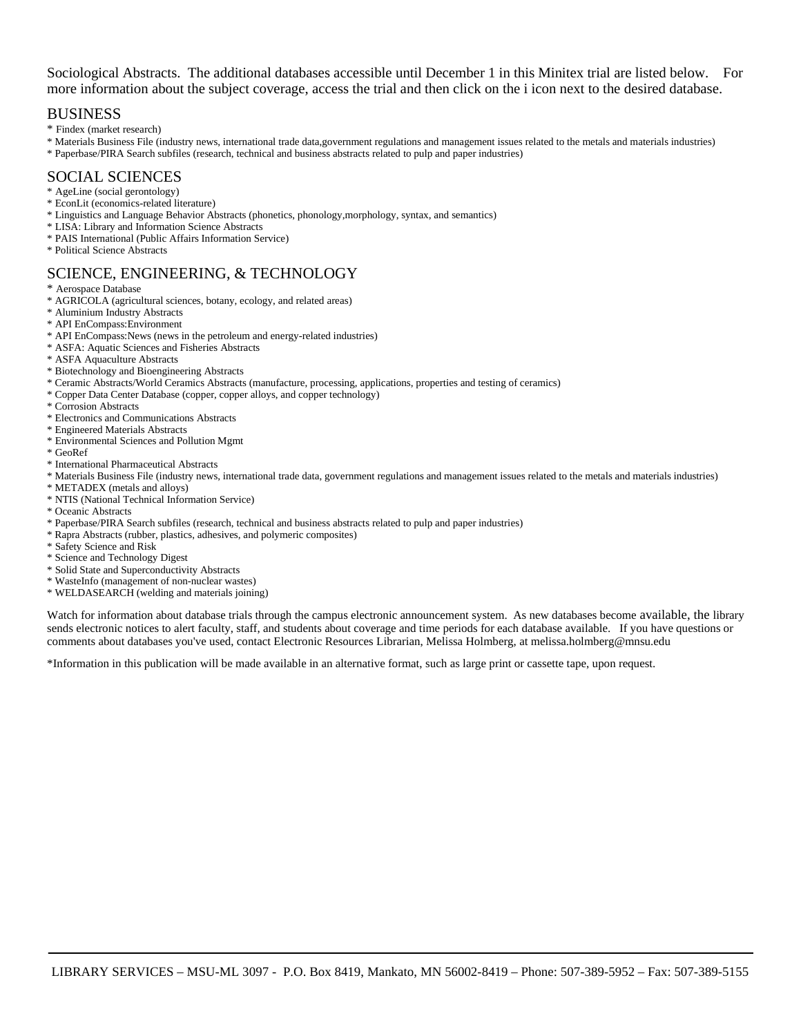Sociological Abstracts. The additional databases accessible until December 1 in this Minitex trial are listed below. For more information about the subject coverage, access the trial and then click on the i icon next to the desired database.

## BUSINESS

* Findex (market research)
* Materials Business File (industry news, international trade data,government regulations and management issues related to the metals and materials industries)
* Paperbase/PIRA Search subfiles (research, technical and business abstracts related to pulp and paper industries)

## SOCIAL SCIENCES

* AgeLine (social gerontology)
* EconLit (economics-related literature)
* Linguistics and Language Behavior Abstracts (phonetics, phonology,morphology, syntax, and semantics)
* LISA: Library and Information Science Abstracts
* PAIS International (Public Affairs Information Service)
* Political Science Abstracts

## SCIENCE, ENGINEERING, & TECHNOLOGY

* Aerospace Database
* AGRICOLA (agricultural sciences, botany, ecology, and related areas)
* Aluminium Industry Abstracts
* API EnCompass:Environment
* API EnCompass:News (news in the petroleum and energy-related industries)
* ASFA: Aquatic Sciences and Fisheries Abstracts
* ASFA Aquaculture Abstracts
* Biotechnology and Bioengineering Abstracts
* Ceramic Abstracts/World Ceramics Abstracts (manufacture, processing, applications, properties and testing of ceramics)
* Copper Data Center Database (copper, copper alloys, and copper technology)
* Corrosion Abstracts
* Electronics and Communications Abstracts
* Engineered Materials Abstracts
* Environmental Sciences and Pollution Mgmt
* GeoRef
* International Pharmaceutical Abstracts
* Materials Business File (industry news, international trade data, government regulations and management issues related to the metals and materials industries)
* METADEX (metals and alloys)
* NTIS (National Technical Information Service)
* Oceanic Abstracts
* Paperbase/PIRA Search subfiles (research, technical and business abstracts related to pulp and paper industries)
* Rapra Abstracts (rubber, plastics, adhesives, and polymeric composites)
* Safety Science and Risk
* Science and Technology Digest
* Solid State and Superconductivity Abstracts
* WasteInfo (management of non-nuclear wastes)
* WELDASEARCH (welding and materials joining)

Watch for information about database trials through the campus electronic announcement system. As new databases become available, the library sends electronic notices to alert faculty, staff, and students about coverage and time periods for each database available. If you have questions or comments about databases you've used, contact Electronic Resources Librarian, Melissa Holmberg, at melissa.holmberg@mnsu.edu

*Information in this publication will be made available in an alternative format, such as large print or cassette tape, upon request.

LIBRARY SERVICES – MSU-ML 3097 - P.O. Box 8419, Mankato, MN 56002-8419 – Phone: 507-389-5952 – Fax: 507-389-5155